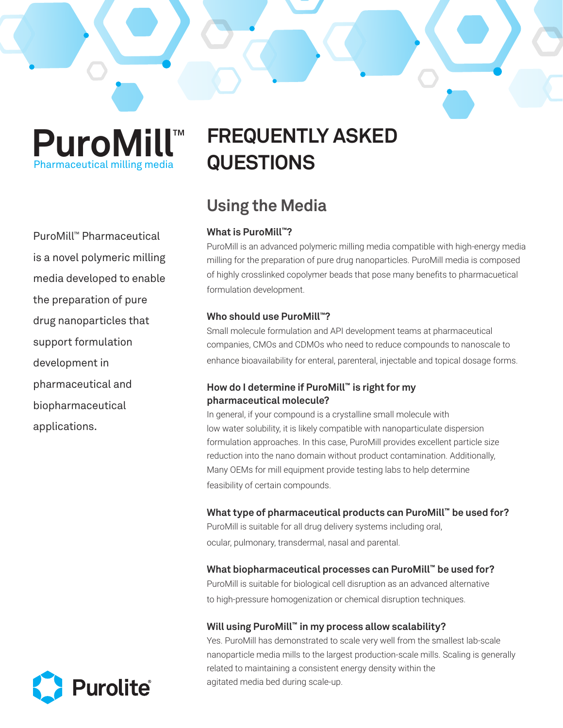# PuroMill™

Pharmaceutical milling media

# FREQUENTLY ASKED QUESTIONS

PuroMill™ Pharmaceutical is a novel polymeric milling media developed to enable the preparation of pure drug nanoparticles that support formulation development in pharmaceutical and biopharmaceutical applications.

## Using the Media

### What is PuroMill™?

PuroMill is an advanced polymeric milling media compatible with high-energy media milling for the preparation of pure drug nanoparticles. PuroMill media is composed of highly crosslinked copolymer beads that pose many benefits to pharmacuetical formulation development.

### Who should use PuroMill™?

Small molecule formulation and API development teams at pharmaceutical companies, CMOs and CDMOs who need to reduce compounds to nanoscale to enhance bioavailability for enteral, parenteral, injectable and topical dosage forms.

### How do I determine if PuroMill™ is right for my pharmaceutical molecule?

In general, if your compound is a crystalline small molecule with low water solubility, it is likely compatible with nanoparticulate dispersion formulation approaches. In this case, PuroMill provides excellent particle size reduction into the nano domain without product contamination. Additionally, Many OEMs for mill equipment provide testing labs to help determine feasibility of certain compounds.

### What type of pharmaceutical products can PuroMill™ be used for?

PuroMill is suitable for all drug delivery systems including oral, ocular, pulmonary, transdermal, nasal and parental.

### What biopharmaceutical processes can PuroMill™ be used for?

PuroMill is suitable for biological cell disruption as an advanced alternative to high-pressure homogenization or chemical disruption techniques.

### Will using PuroMill™ in my process allow scalability?

Yes. PuroMill has demonstrated to scale very well from the smallest lab-scale nanoparticle media mills to the largest production-scale mills. Scaling is generally related to maintaining a consistent energy density within the agitated media bed during scale-up.

Purolite®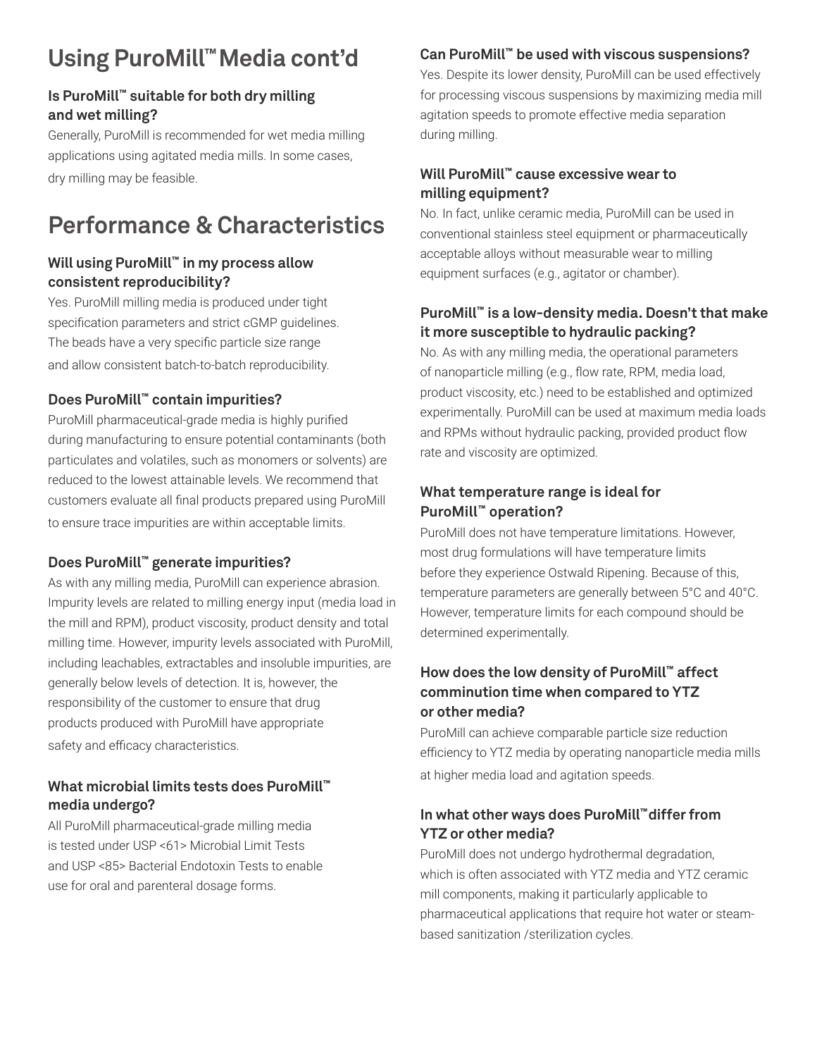# Using PuroMill™ Media cont'd

### Is PuroMill™ suitable for both dry milling and wet milling?

Generally, PuroMill is recommended for wet media milling applications using agitated media mills. In some cases, dry milling may be feasible.

# Performance & Characteristics

### Will using PuroMill™ in my process allow consistent reproducibility?

Yes. PuroMill milling media is produced under tight specification parameters and strict cGMP guidelines. The beads have a very specific particle size range and allow consistent batch-to-batch reproducibility.

### Does PuroMill™ contain impurities?

PuroMill pharmaceutical-grade media is highly purified during manufacturing to ensure potential contaminants (both particulates and volatiles, such as monomers or solvents) are reduced to the lowest attainable levels. We recommend that customers evaluate all final products prepared using PuroMill to ensure trace impurities are within acceptable limits.

### Does PuroMill™ generate impurities?

As with any milling media, PuroMill can experience abrasion. Impurity levels are related to milling energy input (media load in the mill and RPM), product viscosity, product density and total milling time. However, impurity levels associated with PuroMill, including leachables, extractables and insoluble impurities, are generally below levels of detection. It is, however, the responsibility of the customer to ensure that drug products produced with PuroMill have appropriate safety and efficacy characteristics.

### What microbial limits tests does PuroMill™ media undergo?

All PuroMill pharmaceutical-grade milling media is tested under USP <61> Microbial Limit Tests and USP <85> Bacterial Endotoxin Tests to enable use for oral and parenteral dosage forms.

### Can PuroMill™ be used with viscous suspensions?

Yes. Despite its lower density, PuroMill can be used effectively for processing viscous suspensions by maximizing media mill agitation speeds to promote effective media separation during milling.

### Will PuroMill™ cause excessive wear to milling equipment?

No. In fact, unlike ceramic media, PuroMill can be used in conventional stainless steel equipment or pharmaceutically acceptable alloys without measurable wear to milling equipment surfaces (e.g., agitator or chamber).

### PuroMill™ is a low-density media. Doesn't that make it more susceptible to hydraulic packing?

No. As with any milling media, the operational parameters of nanoparticle milling (e.g., flow rate, RPM, media load, product viscosity, etc.) need to be established and optimized experimentally. PuroMill can be used at maximum media loads and RPMs without hydraulic packing, provided product flow rate and viscosity are optimized.

### What temperature range is ideal for PuroMill™ operation?

PuroMill does not have temperature limitations. However, most drug formulations will have temperature limits before they experience Ostwald Ripening. Because of this, temperature parameters are generally between 5°C and 40°C. However, temperature limits for each compound should be determined experimentally.

### How does the low density of PuroMill™ affect comminution time when compared to YTZ or other media?

PuroMill can achieve comparable particle size reduction efficiency to YTZ media by operating nanoparticle media mills at higher media load and agitation speeds.

### In what other ways does PuroMill™ differ from YTZ or other media?

PuroMill does not undergo hydrothermal degradation, which is often associated with YTZ media and YTZ ceramic mill components, making it particularly applicable to pharmaceutical applications that require hot water or steam-based sanitization /sterilization cycles.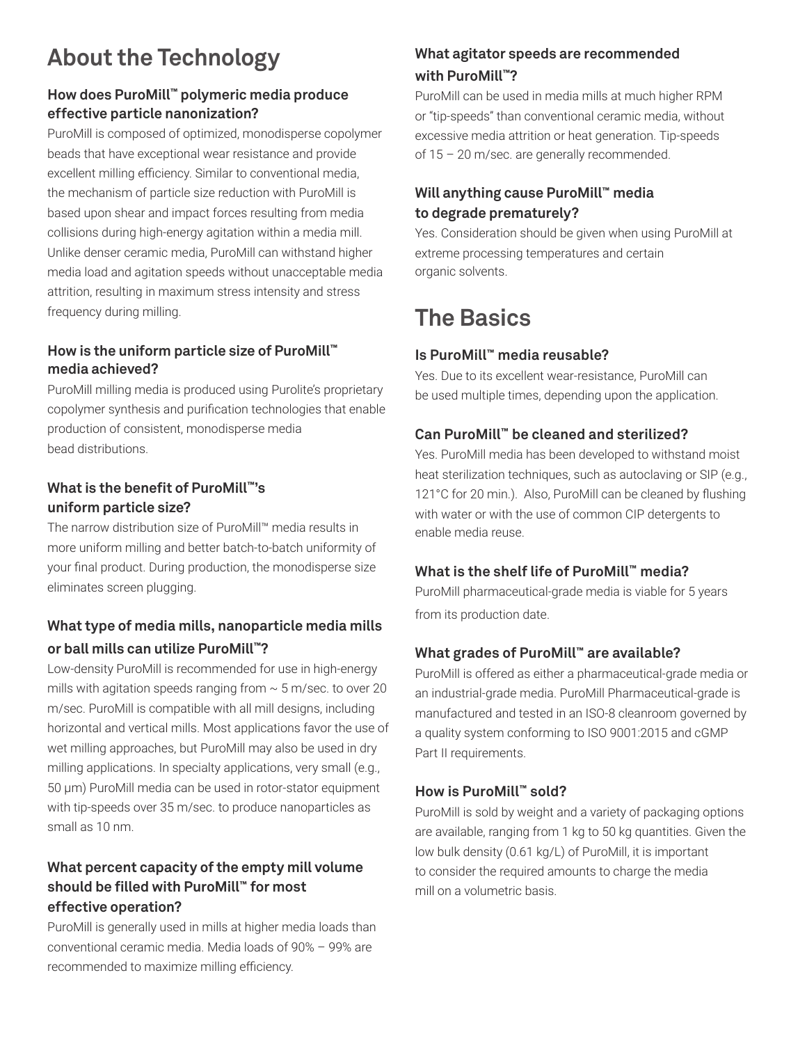## About the Technology

### How does PuroMill™ polymeric media produce effective particle nanonization?

PuroMill is composed of optimized, monodisperse copolymer beads that have exceptional wear resistance and provide excellent milling efficiency. Similar to conventional media, the mechanism of particle size reduction with PuroMill is based upon shear and impact forces resulting from media collisions during high-energy agitation within a media mill. Unlike denser ceramic media, PuroMill can withstand higher media load and agitation speeds without unacceptable media attrition, resulting in maximum stress intensity and stress frequency during milling.

### How is the uniform particle size of PuroMill™ media achieved?

PuroMill milling media is produced using Purolite's proprietary copolymer synthesis and purification technologies that enable production of consistent, monodisperse media bead distributions.

### What is the benefit of PuroMill™'s uniform particle size?

The narrow distribution size of PuroMill™ media results in more uniform milling and better batch-to-batch uniformity of your final product. During production, the monodisperse size eliminates screen plugging.

### What type of media mills, nanoparticle media mills or ball mills can utilize PuroMill™?

Low-density PuroMill is recommended for use in high-energy mills with agitation speeds ranging from ~ 5 m/sec. to over 20 m/sec. PuroMill is compatible with all mill designs, including horizontal and vertical mills. Most applications favor the use of wet milling approaches, but PuroMill may also be used in dry milling applications. In specialty applications, very small (e.g., 50 µm) PuroMill media can be used in rotor-stator equipment with tip-speeds over 35 m/sec. to produce nanoparticles as small as 10 nm.

### What percent capacity of the empty mill volume should be filled with PuroMill™ for most effective operation?

PuroMill is generally used in mills at higher media loads than conventional ceramic media. Media loads of 90% – 99% are recommended to maximize milling efficiency.

### What agitator speeds are recommended with PuroMill™?

PuroMill can be used in media mills at much higher RPM or "tip-speeds" than conventional ceramic media, without excessive media attrition or heat generation. Tip-speeds of 15 – 20 m/sec. are generally recommended.

### Will anything cause PuroMill™ media to degrade prematurely?

Yes. Consideration should be given when using PuroMill at extreme processing temperatures and certain organic solvents.

## The Basics

### Is PuroMill™ media reusable?

Yes. Due to its excellent wear-resistance, PuroMill can be used multiple times, depending upon the application.

### Can PuroMill™ be cleaned and sterilized?

Yes. PuroMill media has been developed to withstand moist heat sterilization techniques, such as autoclaving or SIP (e.g., 121°C for 20 min.). Also, PuroMill can be cleaned by flushing with water or with the use of common CIP detergents to enable media reuse.

### What is the shelf life of PuroMill™ media?

PuroMill pharmaceutical-grade media is viable for 5 years from its production date.

### What grades of PuroMill™ are available?

PuroMill is offered as either a pharmaceutical-grade media or an industrial-grade media. PuroMill Pharmaceutical-grade is manufactured and tested in an ISO-8 cleanroom governed by a quality system conforming to ISO 9001:2015 and cGMP Part II requirements.

### How is PuroMill™ sold?

PuroMill is sold by weight and a variety of packaging options are available, ranging from 1 kg to 50 kg quantities. Given the low bulk density (0.61 kg/L) of PuroMill, it is important to consider the required amounts to charge the media mill on a volumetric basis.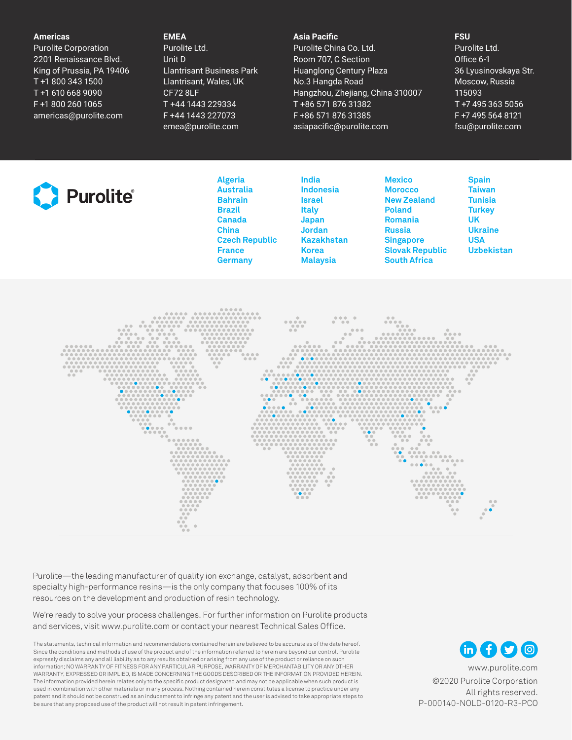**Americas**
Purolite Corporation
2201 Renaissance Blvd.
King of Prussia, PA 19406
T +1 800 343 1500
T +1 610 668 9090
F +1 800 260 1065
americas@purolite.com

**EMEA**
Purolite Ltd.
Unit D
Llantrisant Business Park
Llantrisant, Wales, UK
CF72 8LF
T +44 1443 229334
F +44 1443 227073
emea@purolite.com

**Asia Pacific**
Purolite China Co. Ltd.
Room 707, C Section
Huanglong Century Plaza
No.3 Hangda Road
Hangzhou, Zhejiang, China 310007
T +86 571 876 31382
F +86 571 876 31385
asiapacific@purolite.com

**FSU**
Purolite Ltd.
Office 6-1
36 Lyusinovskaya Str.
Moscow, Russia
115093
T +7 495 363 5056
F +7 495 564 8121
fsu@purolite.com

Purolite®

Algeria
Australia
Bahrain
Brazil
Canada
China
Czech Republic
France
Germany
India
Indonesia
Israel
Italy
Japan
Jordan
Kazakhstan
Korea
Malaysia
Mexico
Morocco
New Zealand
Poland
Romania
Russia
Singapore
Slovak Republic
South Africa
Spain
Taiwan
Tunisia
Turkey
UK
Ukraine
USA
Uzbekistan

Purolite—the leading manufacturer of quality ion exchange, catalyst, adsorbent and specialty high-performance resins—is the only company that focuses 100% of its resources on the development and production of resin technology.

We're ready to solve your process challenges. For further information on Purolite products and services, visit www.purolite.com or contact your nearest Technical Sales Office.

The statements, technical information and recommendations contained herein are believed to be accurate as of the date hereof. Since the conditions and methods of use of the product and of the information referred to herein are beyond our control, Purolite expressly disclaims any and all liability as to any results obtained or arising from any use of the product or reliance on such information; NO WARRANTY OF FITNESS FOR ANY PARTICULAR PURPOSE, WARRANTY OF MERCHANTABILITY OR ANY OTHER WARRANTY, EXPRESSED OR IMPLIED, IS MADE CONCERNING THE GOODS DESCRIBED OR THE INFORMATION PROVIDED HEREIN. The information provided herein relates only to the specific product designated and may not be applicable when such product is used in combination with other materials or in any process. Nothing contained herein constitutes a license to practice under any patent and it should not be construed as an inducement to infringe any patent and the user is advised to take appropriate steps to be sure that any proposed use of the product will not result in patent infringement.

www.purolite.com
©2020 Purolite Corporation
All rights reserved.
P-000140-NOLD-0120-R3-PCO